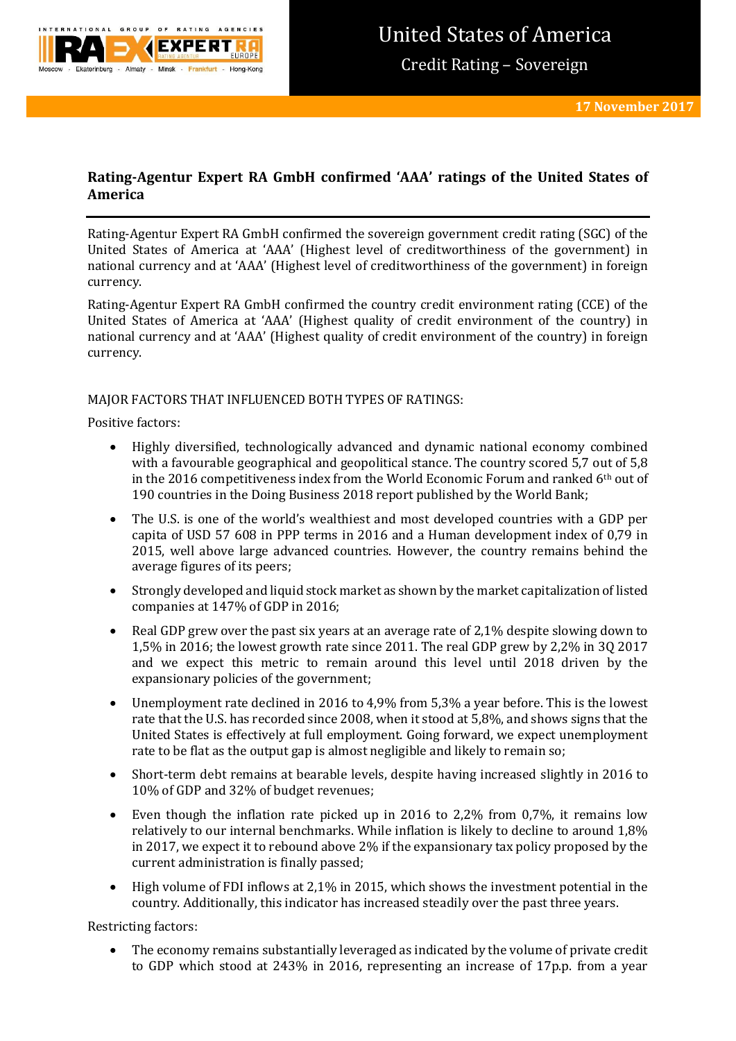# United States of America

## Credit Rating – Sovereign

**17 November 2017**

## Rating-Agentur Expert RA GmbH confirmed 'AAA' ratings of the United States of America

Rating-Agentur Expert RA GmbH confirmed the sovereign government credit rating (SGC) of the United States of America at 'AAA' (Highest level of creditworthiness of the government) in national currency and at 'AAA' (Highest level of creditworthiness of the government) in foreign currency.

Rating-Agentur Expert RA GmbH confirmed the country credit environment rating (CCE) of the United States of America at 'AAA' (Highest quality of credit environment of the country) in national currency and at 'AAA' (Highest quality of credit environment of the country) in foreign currency.

MAJOR FACTORS THAT INFLUENCED BOTH TYPES OF RATINGS:

Positive factors:

- Highly diversified, technologically advanced and dynamic national economy combined with a favourable geographical and geopolitical stance. The country scored 5,7 out of 5,8 in the 2016 competitiveness index from the World Economic Forum and ranked 6th out of 190 countries in the Doing Business 2018 report published by the World Bank;
- The U.S. is one of the world's wealthiest and most developed countries with a GDP per capita of USD 57 608 in PPP terms in 2016 and a Human development index of 0,79 in 2015, well above large advanced countries. However, the country remains behind the average figures of its peers;
- Strongly developed and liquid stock market as shown by the market capitalization of listed companies at 147% of GDP in 2016;
- Real GDP grew over the past six years at an average rate of 2,1% despite slowing down to 1,5% in 2016; the lowest growth rate since 2011. The real GDP grew by 2,2% in 3Q 2017 and we expect this metric to remain around this level until 2018 driven by the expansionary policies of the government;
- Unemployment rate declined in 2016 to 4,9% from 5,3% a year before. This is the lowest rate that the U.S. has recorded since 2008, when it stood at 5,8%, and shows signs that the United States is effectively at full employment. Going forward, we expect unemployment rate to be flat as the output gap is almost negligible and likely to remain so;
- Short-term debt remains at bearable levels, despite having increased slightly in 2016 to 10% of GDP and 32% of budget revenues;
- Even though the inflation rate picked up in 2016 to 2,2% from 0,7%, it remains low relatively to our internal benchmarks. While inflation is likely to decline to around 1,8% in 2017, we expect it to rebound above 2% if the expansionary tax policy proposed by the current administration is finally passed;
- High volume of FDI inflows at 2,1% in 2015, which shows the investment potential in the country. Additionally, this indicator has increased steadily over the past three years.

Restricting factors:

- The economy remains substantially leveraged as indicated by the volume of private credit to GDP which stood at 243% in 2016, representing an increase of 17p.p. from a year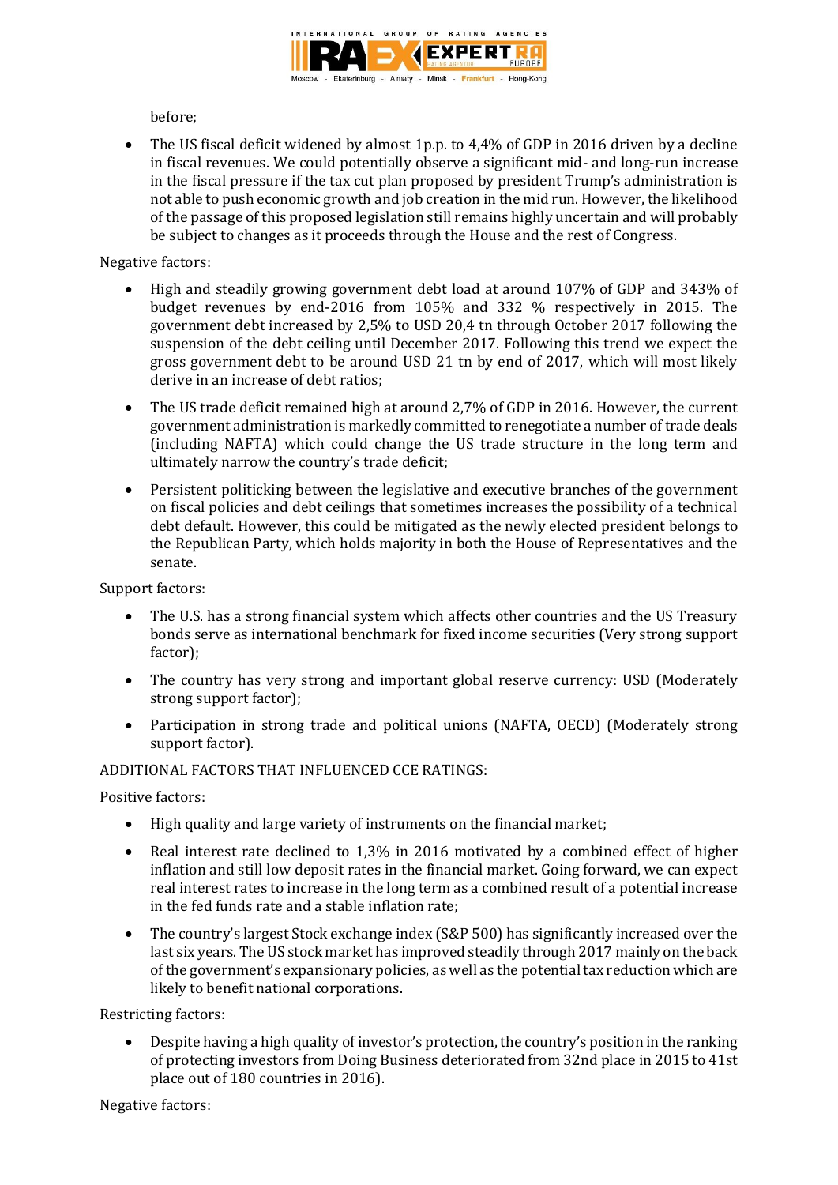before;

- The US fiscal deficit widened by almost 1p.p. to 4,4% of GDP in 2016 driven by a decline in fiscal revenues. We could potentially observe a significant mid- and long-run increase in the fiscal pressure if the tax cut plan proposed by president Trump's administration is not able to push economic growth and job creation in the mid run. However, the likelihood of the passage of this proposed legislation still remains highly uncertain and will probably be subject to changes as it proceeds through the House and the rest of Congress.

Negative factors:

- High and steadily growing government debt load at around 107% of GDP and 343% of budget revenues by end-2016 from 105% and 332 % respectively in 2015. The government debt increased by 2,5% to USD 20,4 tn through October 2017 following the suspension of the debt ceiling until December 2017. Following this trend we expect the gross government debt to be around USD 21 tn by end of 2017, which will most likely derive in an increase of debt ratios;
- The US trade deficit remained high at around 2,7% of GDP in 2016. However, the current government administration is markedly committed to renegotiate a number of trade deals (including NAFTA) which could change the US trade structure in the long term and ultimately narrow the country's trade deficit;
- Persistent politicking between the legislative and executive branches of the government on fiscal policies and debt ceilings that sometimes increases the possibility of a technical debt default. However, this could be mitigated as the newly elected president belongs to the Republican Party, which holds majority in both the House of Representatives and the senate.

Support factors:

- The U.S. has a strong financial system which affects other countries and the US Treasury bonds serve as international benchmark for fixed income securities (Very strong support factor);
- The country has very strong and important global reserve currency: USD (Moderately strong support factor);
- Participation in strong trade and political unions (NAFTA, OECD) (Moderately strong support factor).

ADDITIONAL FACTORS THAT INFLUENCED CCE RATINGS:

Positive factors:

- High quality and large variety of instruments on the financial market;
- Real interest rate declined to 1,3% in 2016 motivated by a combined effect of higher inflation and still low deposit rates in the financial market. Going forward, we can expect real interest rates to increase in the long term as a combined result of a potential increase in the fed funds rate and a stable inflation rate;
- The country's largest Stock exchange index (S&P 500) has significantly increased over the last six years. The US stock market has improved steadily through 2017 mainly on the back of the government's expansionary policies, as well as the potential tax reduction which are likely to benefit national corporations.

Restricting factors:

- Despite having a high quality of investor's protection, the country's position in the ranking of protecting investors from Doing Business deteriorated from 32nd place in 2015 to 41st place out of 180 countries in 2016).

Negative factors: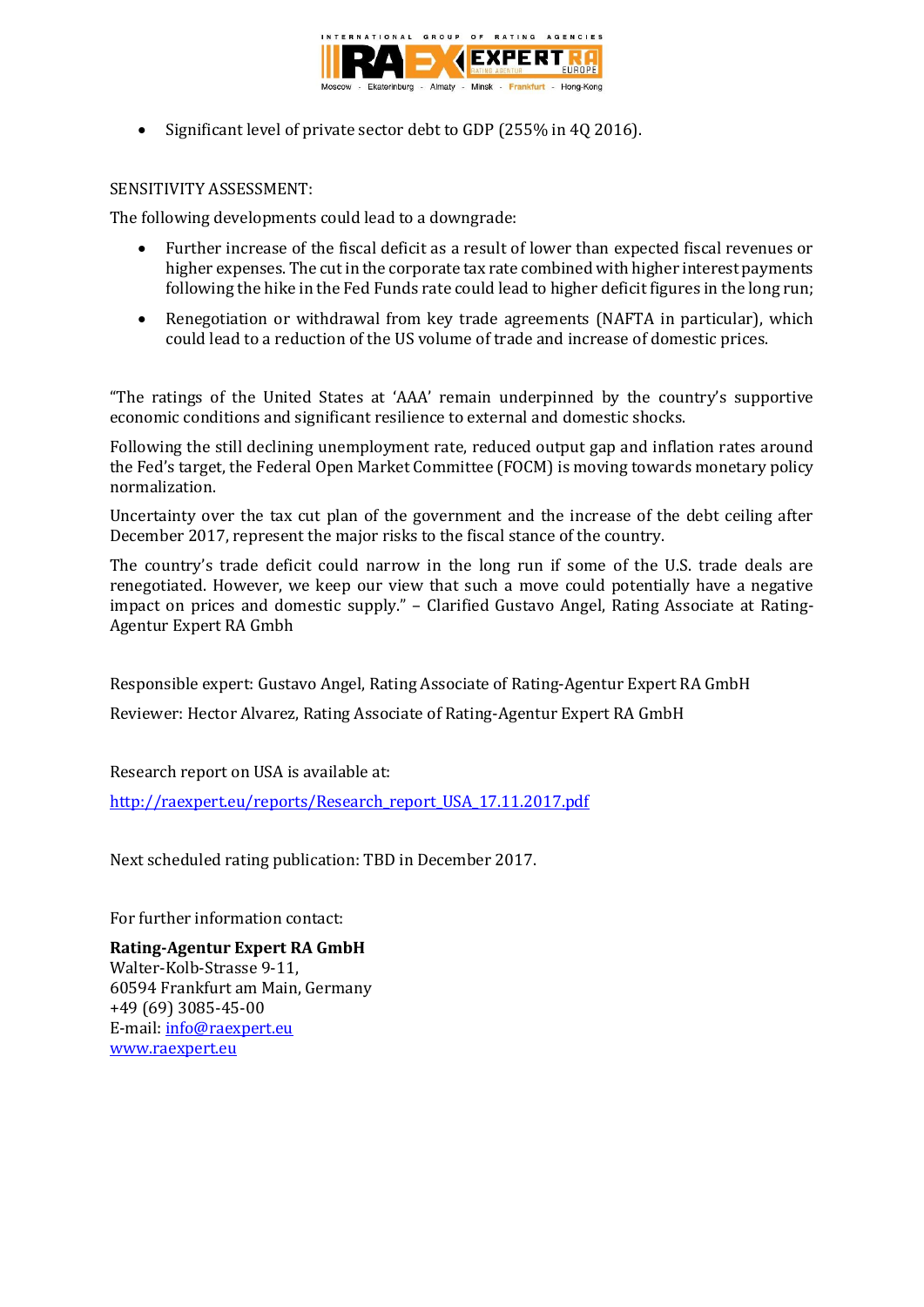- Significant level of private sector debt to GDP (255% in 4Q 2016).

SENSITIVITY ASSESSMENT:

The following developments could lead to a downgrade:

- Further increase of the fiscal deficit as a result of lower than expected fiscal revenues or higher expenses. The cut in the corporate tax rate combined with higher interest payments following the hike in the Fed Funds rate could lead to higher deficit figures in the long run;
- Renegotiation or withdrawal from key trade agreements (NAFTA in particular), which could lead to a reduction of the US volume of trade and increase of domestic prices.

"The ratings of the United States at 'AAA' remain underpinned by the country's supportive economic conditions and significant resilience to external and domestic shocks.

Following the still declining unemployment rate, reduced output gap and inflation rates around the Fed's target, the Federal Open Market Committee (FOCM) is moving towards monetary policy normalization.

Uncertainty over the tax cut plan of the government and the increase of the debt ceiling after December 2017, represent the major risks to the fiscal stance of the country.

The country's trade deficit could narrow in the long run if some of the U.S. trade deals are renegotiated. However, we keep our view that such a move could potentially have a negative impact on prices and domestic supply." – Clarified Gustavo Angel, Rating Associate at Rating-Agentur Expert RA Gmbh

Responsible expert: Gustavo Angel, Rating Associate of Rating-Agentur Expert RA GmbH

Reviewer: Hector Alvarez, Rating Associate of Rating-Agentur Expert RA GmbH

Research report on USA is available at:

[http://raexpert.eu/reports/Research_report_USA_17.11.2017.pdf](http://raexpert.eu/reports/Research_report_USA_17.11.2017.pdf)

Next scheduled rating publication: TBD in December 2017.

For further information contact:

**Rating-Agentur Expert RA GmbH**
Walter-Kolb-Strasse 9-11,
60594 Frankfurt am Main, Germany
+49 (69) 3085-45-00
E-mail: [info@raexpert.eu](mailto:info@raexpert.eu)
[www.raexpert.eu](http://www.raexpert.eu)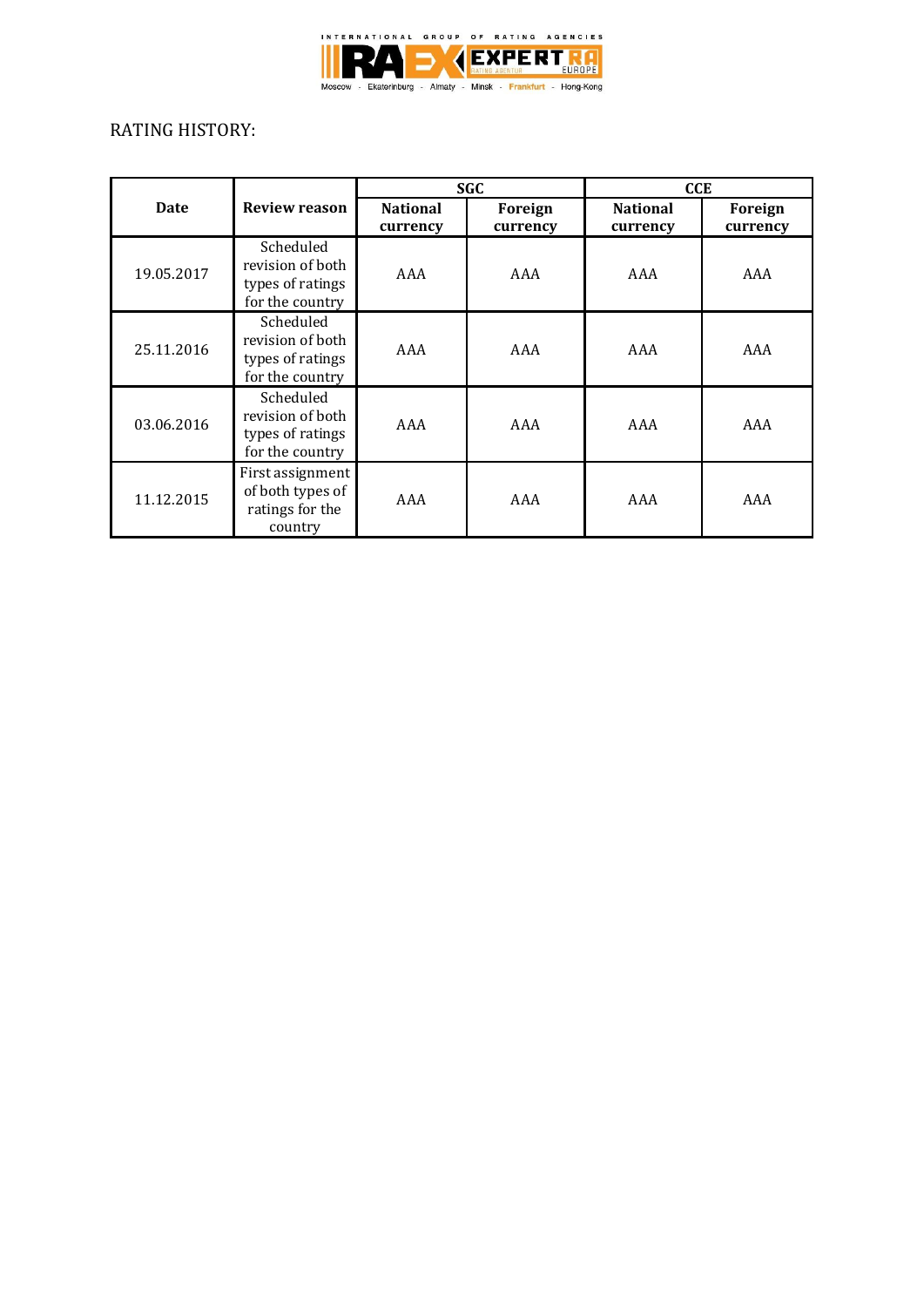RATING HISTORY:

| Date | Review reason | SGC | | CCE | |
|---|---|---|---|---|---|
| | | National currency | Foreign currency | National currency | Foreign currency |
| 19.05.2017 | Scheduled revision of both types of ratings for the country | AAA | AAA | AAA | AAA |
| 25.11.2016 | Scheduled revision of both types of ratings for the country | AAA | AAA | AAA | AAA |
| 03.06.2016 | Scheduled revision of both types of ratings for the country | AAA | AAA | AAA | AAA |
| 11.12.2015 | First assignment of both types of ratings for the country | AAA | AAA | AAA | AAA |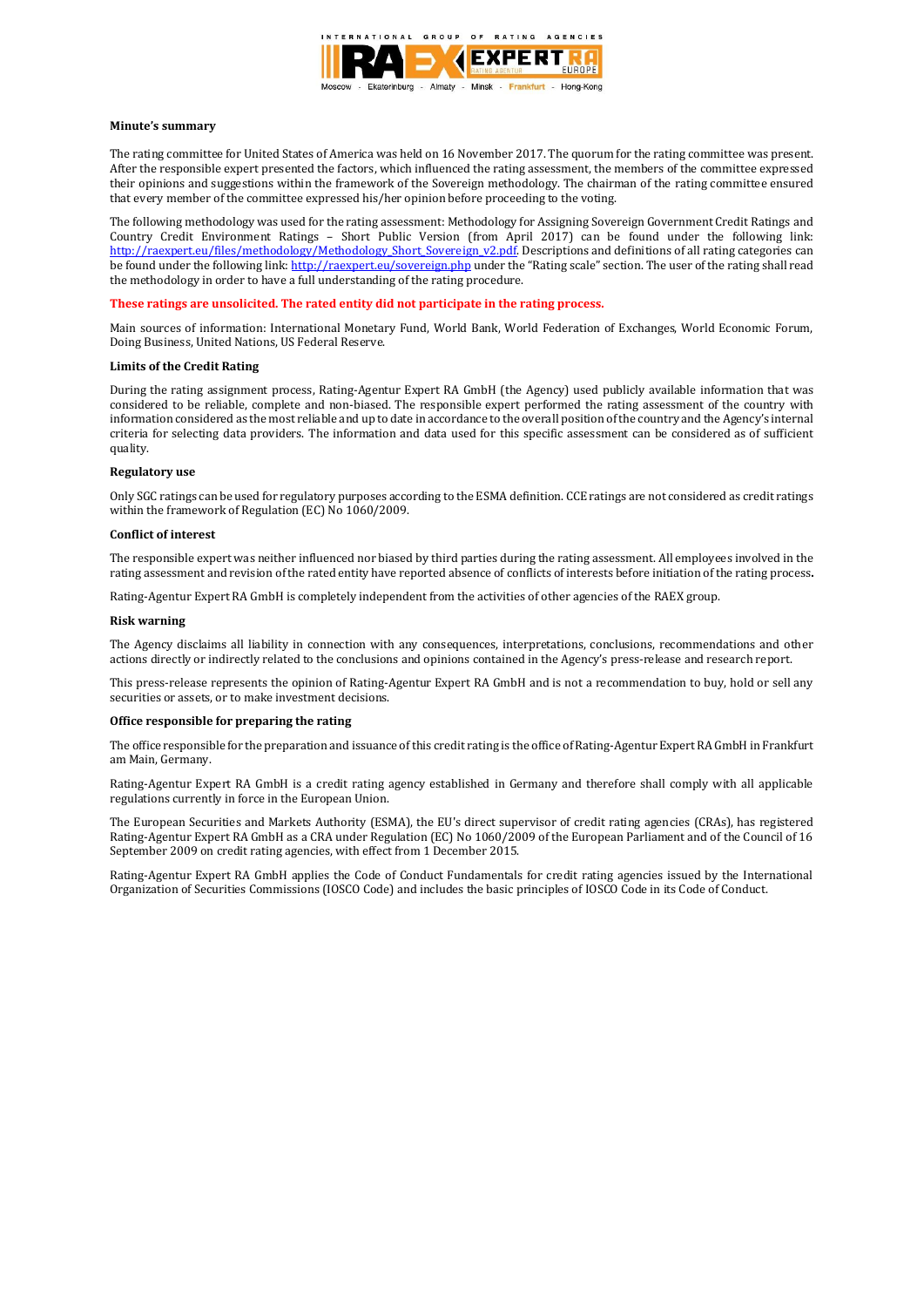**Minute's summary**

The rating committee for United States of America was held on 16 November 2017. The quorum for the rating committee was present. After the responsible expert presented the factors, which influenced the rating assessment, the members of the committee expressed their opinions and suggestions within the framework of the Sovereign methodology. The chairman of the rating committee ensured that every member of the committee expressed his/her opinion before proceeding to the voting.

The following methodology was used for the rating assessment: Methodology for Assigning Sovereign Government Credit Ratings and Country Credit Environment Ratings – Short Public Version (from April 2017) can be found under the following link: http://raexpert.eu/files/methodology/Methodology_Short_Sovereign_v2.pdf. Descriptions and definitions of all rating categories can be found under the following link: http://raexpert.eu/sovereign.php under the "Rating scale" section. The user of the rating shall read the methodology in order to have a full understanding of the rating procedure.

**These ratings are unsolicited. The rated entity did not participate in the rating process.**

Main sources of information: International Monetary Fund, World Bank, World Federation of Exchanges, World Economic Forum, Doing Business, United Nations, US Federal Reserve.

**Limits of the Credit Rating**

During the rating assignment process, Rating-Agentur Expert RA GmbH (the Agency) used publicly available information that was considered to be reliable, complete and non-biased. The responsible expert performed the rating assessment of the country with information considered as the most reliable and up to date in accordance to the overall position of the country and the Agency's internal criteria for selecting data providers. The information and data used for this specific assessment can be considered as of sufficient quality.

**Regulatory use**

Only SGC ratings can be used for regulatory purposes according to the ESMA definition. CCE ratings are not considered as credit ratings within the framework of Regulation (EC) No 1060/2009.

**Conflict of interest**

The responsible expert was neither influenced nor biased by third parties during the rating assessment. All employees involved in the rating assessment and revision of the rated entity have reported absence of conflicts of interests before initiation of the rating process**.**

Rating-Agentur Expert RA GmbH is completely independent from the activities of other agencies of the RAEX group.

**Risk warning**

The Agency disclaims all liability in connection with any consequences, interpretations, conclusions, recommendations and other actions directly or indirectly related to the conclusions and opinions contained in the Agency's press-release and research report.

This press-release represents the opinion of Rating-Agentur Expert RA GmbH and is not a recommendation to buy, hold or sell any securities or assets, or to make investment decisions.

**Office responsible for preparing the rating**

The office responsible for the preparation and issuance of this credit rating is the office of Rating-Agentur Expert RA GmbH in Frankfurt am Main, Germany.

Rating-Agentur Expert RA GmbH is a credit rating agency established in Germany and therefore shall comply with all applicable regulations currently in force in the European Union.

The European Securities and Markets Authority (ESMA), the EU's direct supervisor of credit rating agencies (CRAs), has registered Rating-Agentur Expert RA GmbH as a CRA under Regulation (EC) No 1060/2009 of the European Parliament and of the Council of 16 September 2009 on credit rating agencies, with effect from 1 December 2015.

Rating-Agentur Expert RA GmbH applies the Code of Conduct Fundamentals for credit rating agencies issued by the International Organization of Securities Commissions (IOSCO Code) and includes the basic principles of IOSCO Code in its Code of Conduct.